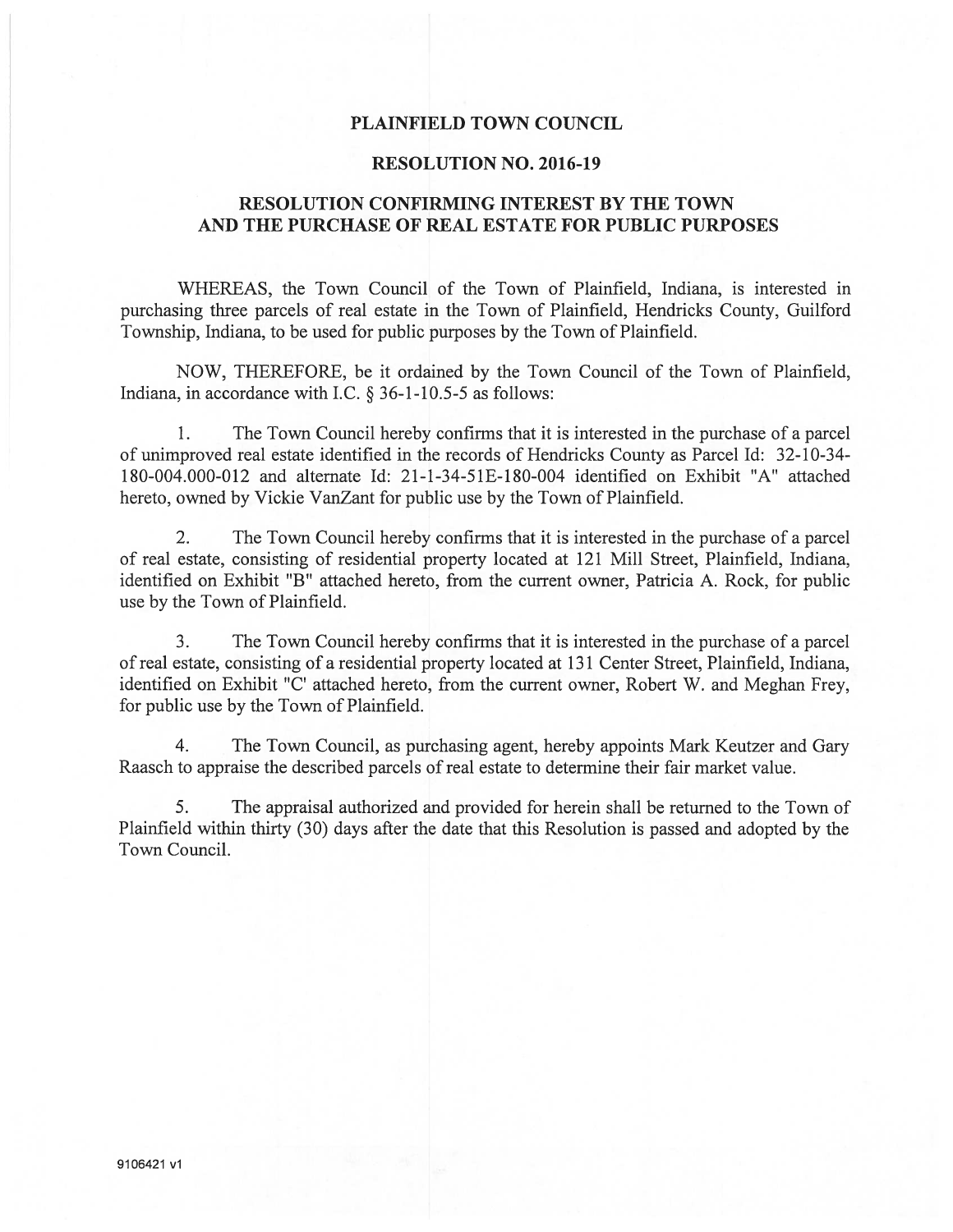# PLAINFIELD TOWN COUNCIL

## RESOLUTION NO. 2016-19

## RESOLUTION CONFIRMING INTEREST BY THE TOWN AND THE PURCHASE OF REAL ESTATE FOR PUBLIC PURPOSES

WHEREAS, the Town Council of the Town of Plainfield, Indiana, is interested in purchasing three parcels of real estate in the Town of Plainfield, Hendricks County, Guilford Township, Indiana, to be used for public purposes by the Town of Plainfield.

NOW, THEREFORE, be it ordained by the Town Council of the Town of Plainfield, Indiana, in accordance with I.C. § 36-1-10.5-5 as follows:

1. The Town Council hereby confirms that it is interested in the purchase of a parcel of unimproved real estate identified in the records of Hendricks County as Parcel Id: 32-10-34-180-004.000-012 and alternate Id: 21-1-34-51E-180-004 identified on Exhibit "A" attached hereto, owned by Vickie VanZant for public use by the Town of Plainfield.

2. The Town Council hereby confirms that it is interested in the purchase of a parcel of real estate, consisting of residential property located at 121 Mill Street, Plainfield, Indiana, identified on Exhibit "B" attached hereto, from the current owner, Patricia A. Rock, for public use by the Town of Plainfield.

3. The Town Council hereby confirms that it is interested in the purchase of a parcel of real estate, consisting of a residential property located at 131 Center Street, Plainfield, Indiana, identified on Exhibit "C' attached hereto, from the current owner, Robert W. and Meghan Frey, for public use by the Town of Plainfield.

4. The Town Council, as purchasing agent, hereby appoints Mark Keutzer and Gary Raasch to appraise the described parcels of real estate to determine their fair market value.

5. The appraisal authorized and provided for herein shall be returned to the Town of Plainfield within thirty (30) days after the date that this Resolution is passed and adopted by the Town Council.

9106421 v1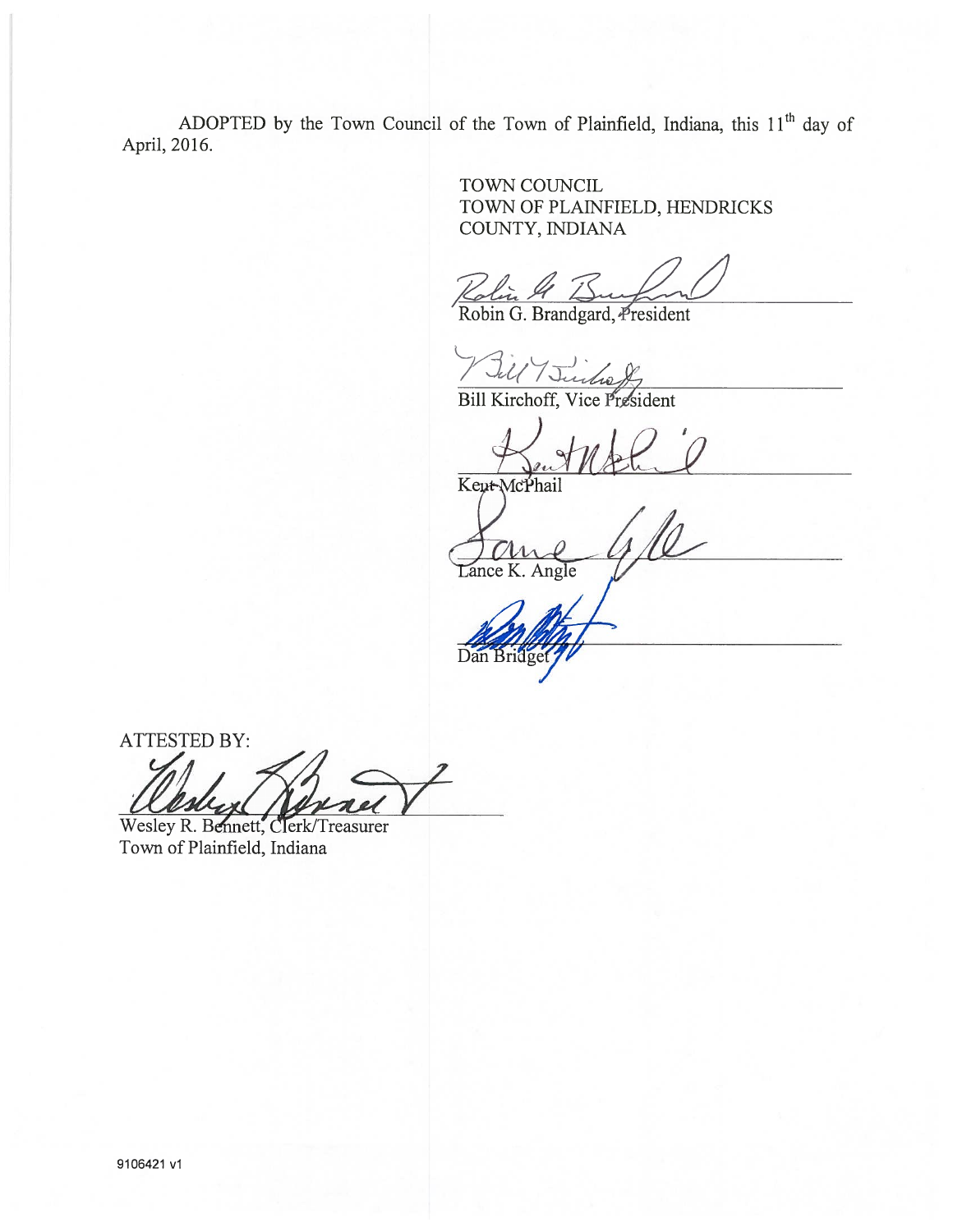ADOPTED by the Town Council of the Town of Plainfield, Indiana, this 11th day of April, 2016.

TOWN COUNCIL
TOWN OF PLAINFIELD, HENDRICKS COUNTY, INDIANA

Robin G. Brandgard, President

Bill Kirchoff, Vice President

Kent McPhail

Lance K. Angle

Dan Bridget

ATTESTED BY:

Wesley R. Bennett, Clerk/Treasurer
Town of Plainfield, Indiana

9106421 v1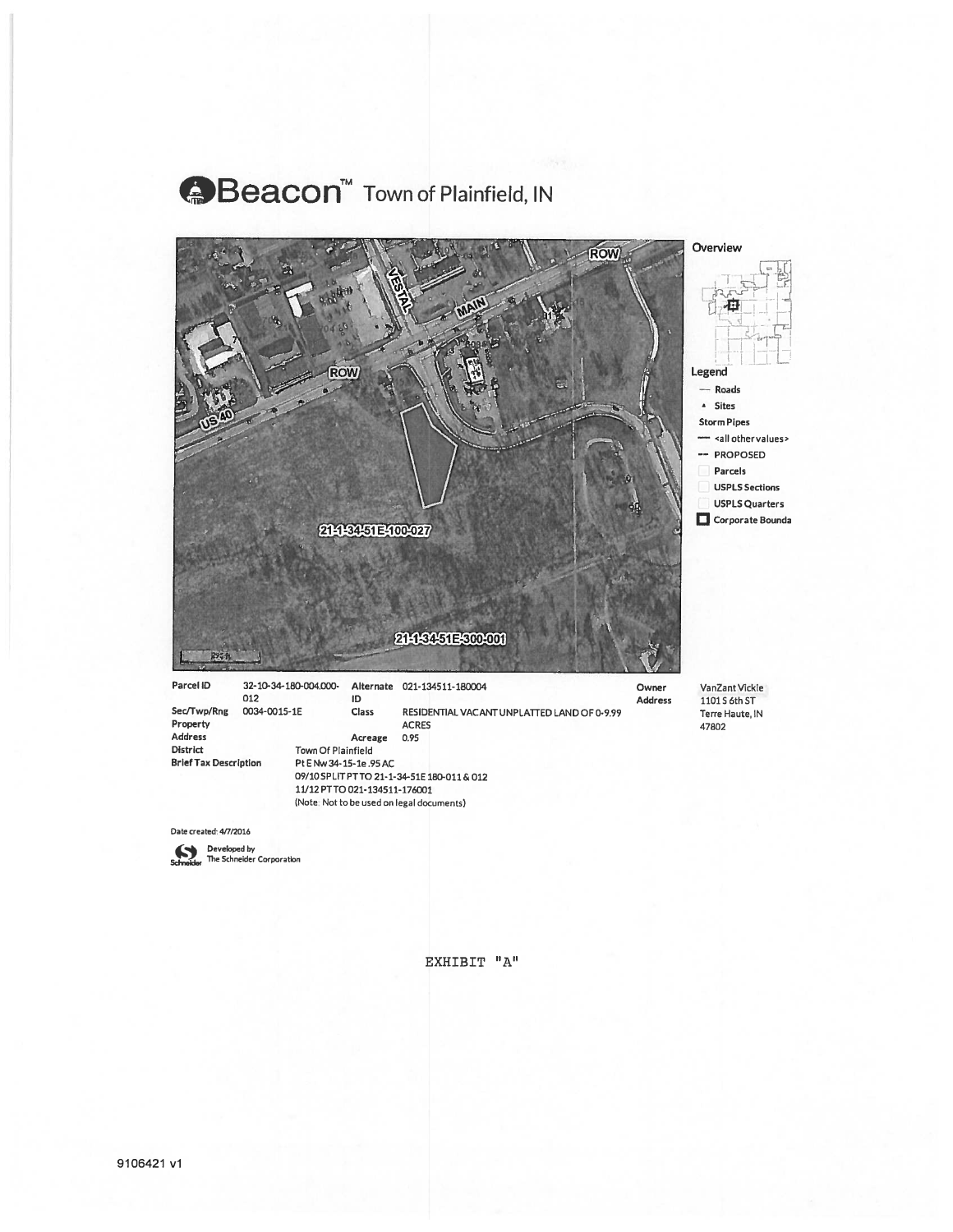# Beacon™ Town of Plainfield, IN

**Overview**

**Legend**

- Roads
- Sites
- Storm Pipes
  - <all other values>
  - PROPOSED
- Parcels
- USPLS Sections
- USPLS Quarters
- Corporate Bounda

ROW

VESTAL

MAIN

ROW

US 40

21-1-34-51E-100-027

21-1-34-51E-300-001

| | | | | | |
|---|---|---|---|---|---|
| **Parcel ID** | 32-10-34-180-004.000-012 | **Alternate ID** | 021-134511-180004 | **Owner Address** | VanZant Vickie<br>1101 S 6th ST<br>Terre Haute, IN<br>47802 |
| **Sec/Twp/Rng** | 0034-0015-1E | **Class** | RESIDENTIAL VACANT UNPLATTED LAND OF 0-9.99 ACRES | | |
| **Property Address** | | **Acreage** | 0.95 | | |
| **District** | Town Of Plainfield | | | | |
| **Brief Tax Description** | Pt E Nw 34-15-1e .95 AC<br>09/10 SPLIT PT TO 21-1-34-51E 180-011 & 012<br>11/12 PT TO 021-134511-176001<br>(Note: Not to be used on legal documents) | | | | |

Date created: 4/7/2016

Developed by The Schneider Corporation

EXHIBIT "A"

9106421 v1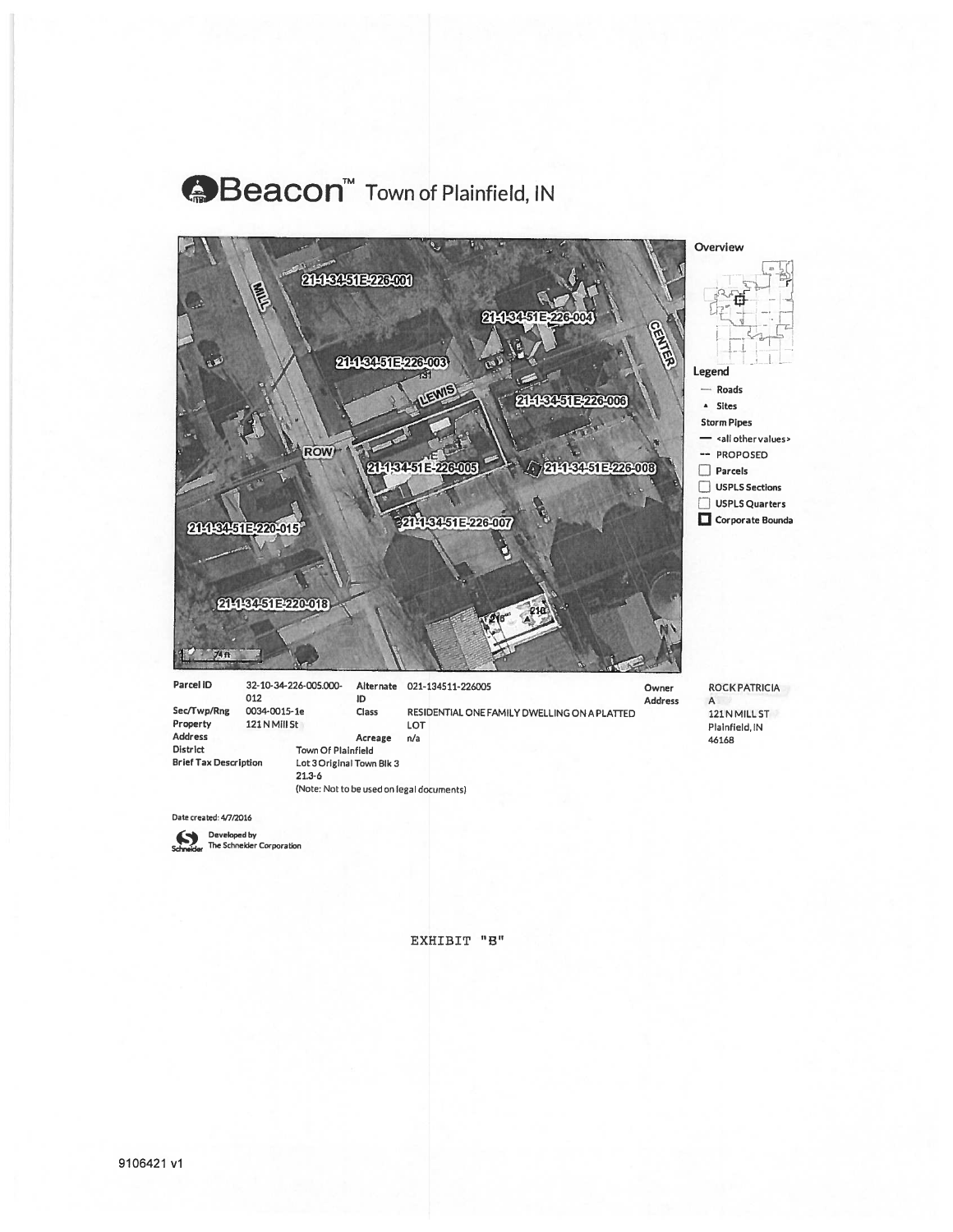# Beacon™ Town of Plainfield, IN

**Overview**

**Legend**
- Roads
- Sites
- Storm Pipes
  - <all other values>
  - PROPOSED
- Parcels
- USPLS Sections
- USPLS Quarters
- Corporate Bounda

| | | | | | |
|---|---|---|---|---|---|
| **Parcel ID** | 32-10-34-226-005.000-012 | **Alternate ID** | 021-134511-226005 | **Owner Address** | ROCK PATRICIA A<br>121 N MILL ST<br>Plainfield, IN 46168 |
| **Sec/Twp/Rng** | 0034-0015-1e | **Class** | RESIDENTIAL ONE FAMILY DWELLING ON A PLATTED LOT | | |
| **Property Address** | 121 N Mill St | **Acreage** | n/a | | |
| **District** | Town Of Plainfield | | | | |
| **Brief Tax Description** | Lot 3 Original Town Blk 3<br>21.3-6<br>(Note: Not to be used on legal documents) | | | | |

Date created: 4/7/2016

Developed by The Schneider Corporation

EXHIBIT "B"

9106421 v1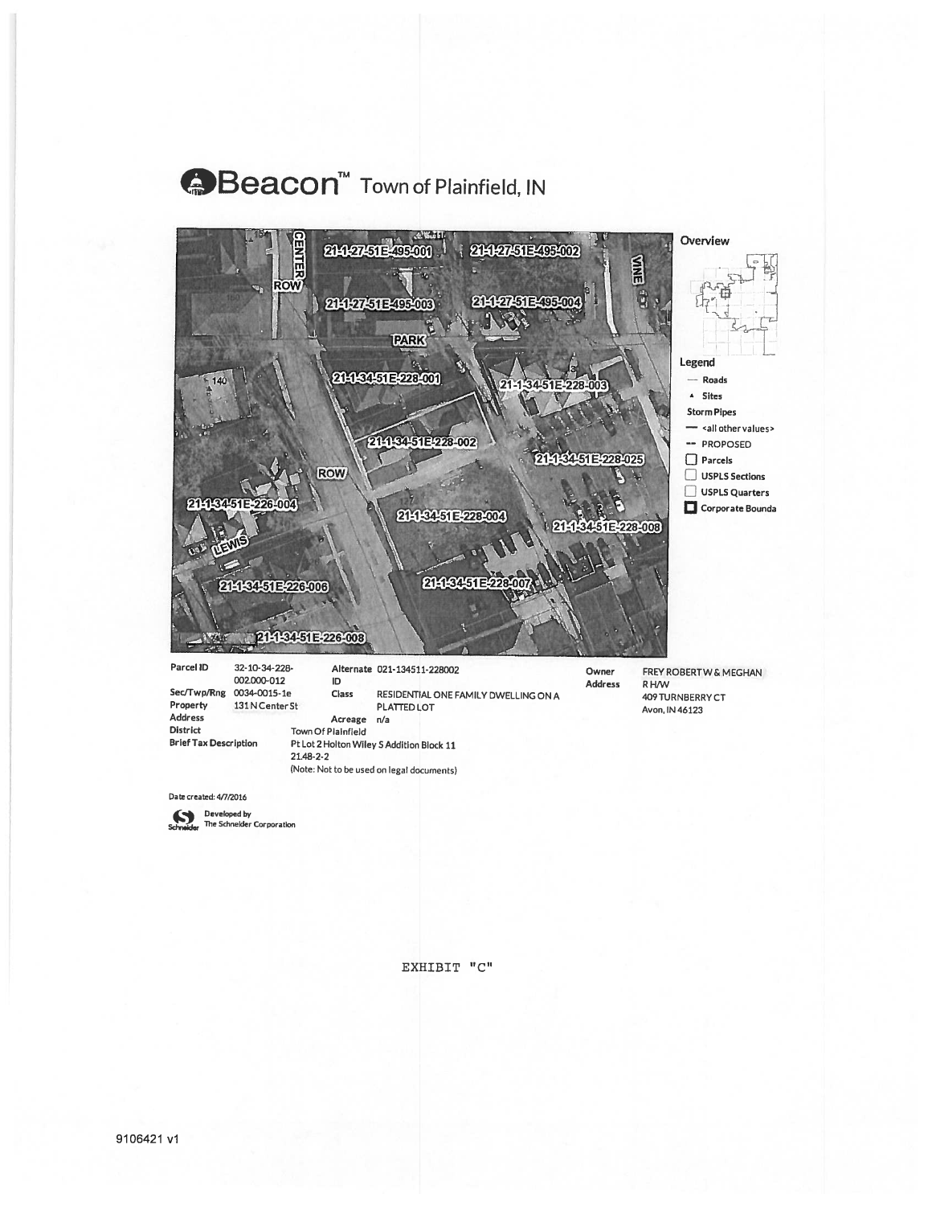# Beacon™ Town of Plainfield, IN

CENTER
ROW
21-1-27-51E-495-001
21-1-27-51E-495-002
VINE
21-1-27-51E-495-003
21-1-27-51E-495-004
PARK
140
21-1-34-51E-228-001
21-1-34-51E-228-003
21-1-34-51E-228-002
21-1-34-51E-228-025
ROW
21-1-34-51E-226-004
21-1-34-51E-228-004
21-1-34-51E-228-008
LEWIS
21-1-34-51E-226-006
21-1-34-51E-228-007
21-1-34-51E-226-008

Overview

Legend
— Roads
▲ Sites
Storm Pipes
— <all other values>
-- PROPOSED
☐ Parcels
☐ USPLS Sections
☐ USPLS Quarters
☐ Corporate Bounda

| | | | | | |
|---|---|---|---|---|---|
| Parcel ID | 32-10-34-228-002.000-012 | Alternate ID | 021-134511-228002 | Owner Address | FREY ROBERT W & MEGHAN R H/W<br>409 TURNBERRY CT<br>Avon, IN 46123 |
| Sec/Twp/Rng | 0034-0015-1e | Class | RESIDENTIAL ONE FAMILY DWELLING ON A PLATTED LOT | | |
| Property Address | 131 N Center St | Acreage | n/a | | |
| District | Town Of Plainfield | | | | |
| Brief Tax Description | Pt Lot 2 Holton Wiley S Addition Block 11<br>21.48-2-2<br>(Note: Not to be used on legal documents) | | | | |

Date created: 4/7/2016

Developed by The Schneider Corporation

EXHIBIT "C"

9106421 v1